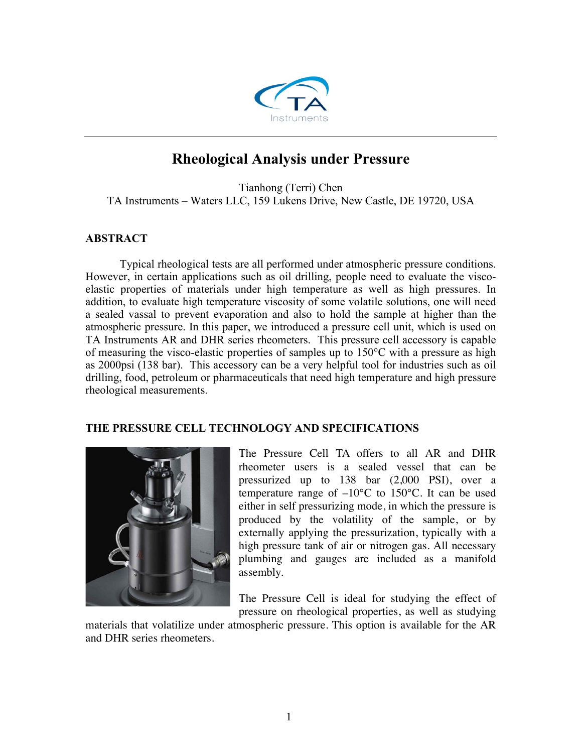# Rheological Analysis under Pressure

Tianhong (Terri) Chen
TA Instruments – Waters LLC, 159 Lukens Drive, New Castle, DE 19720, USA

## ABSTRACT

Typical rheological tests are all performed under atmospheric pressure conditions. However, in certain applications such as oil drilling, people need to evaluate the visco-elastic properties of materials under high temperature as well as high pressures. In addition, to evaluate high temperature viscosity of some volatile solutions, one will need a sealed vassal to prevent evaporation and also to hold the sample at higher than the atmospheric pressure. In this paper, we introduced a pressure cell unit, which is used on TA Instruments AR and DHR series rheometers. This pressure cell accessory is capable of measuring the visco-elastic properties of samples up to 150°C with a pressure as high as 2000psi (138 bar). This accessory can be a very helpful tool for industries such as oil drilling, food, petroleum or pharmaceuticals that need high temperature and high pressure rheological measurements.

## THE PRESSURE CELL TECHNOLOGY AND SPECIFICATIONS

The Pressure Cell TA offers to all AR and DHR rheometer users is a sealed vessel that can be pressurized up to 138 bar (2,000 PSI), over a temperature range of –10°C to 150°C. It can be used either in self pressurizing mode, in which the pressure is produced by the volatility of the sample, or by externally applying the pressurization, typically with a high pressure tank of air or nitrogen gas. All necessary plumbing and gauges are included as a manifold assembly.

The Pressure Cell is ideal for studying the effect of pressure on rheological properties, as well as studying materials that volatilize under atmospheric pressure. This option is available for the AR and DHR series rheometers.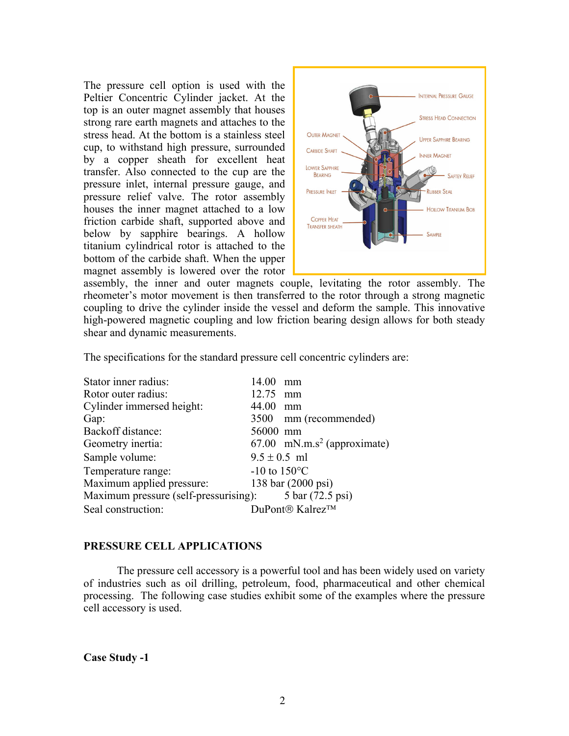The pressure cell option is used with the Peltier Concentric Cylinder jacket. At the top is an outer magnet assembly that houses strong rare earth magnets and attaches to the stress head. At the bottom is a stainless steel cup, to withstand high pressure, surrounded by a copper sheath for excellent heat transfer. Also connected to the cup are the pressure inlet, internal pressure gauge, and pressure relief valve. The rotor assembly houses the inner magnet attached to a low friction carbide shaft, supported above and below by sapphire bearings. A hollow titanium cylindrical rotor is attached to the bottom of the carbide shaft. When the upper magnet assembly is lowered over the rotor assembly, the inner and outer magnets couple, levitating the rotor assembly. The rheometer's motor movement is then transferred to the rotor through a strong magnetic coupling to drive the cylinder inside the vessel and deform the sample. This innovative high-powered magnetic coupling and low friction bearing design allows for both steady shear and dynamic measurements.

The specifications for the standard pressure cell concentric cylinders are:

| | |
|---|---|
| Stator inner radius: | 14.00 mm |
| Rotor outer radius: | 12.75 mm |
| Cylinder immersed height: | 44.00 mm |
| Gap: | 3500 mm (recommended) |
| Backoff distance: | 56000 mm |
| Geometry inertia: | 67.00 mN.m.s$^2$ (approximate) |
| Sample volume: | 9.5 ± 0.5 ml |
| Temperature range: | -10 to 150°C |
| Maximum applied pressure: | 138 bar (2000 psi) |
| Maximum pressure (self-pressurising): | 5 bar (72.5 psi) |
| Seal construction: | DuPont® Kalrez™ |

## PRESSURE CELL APPLICATIONS

The pressure cell accessory is a powerful tool and has been widely used on variety of industries such as oil drilling, petroleum, food, pharmaceutical and other chemical processing. The following case studies exhibit some of the examples where the pressure cell accessory is used.

### Case Study -1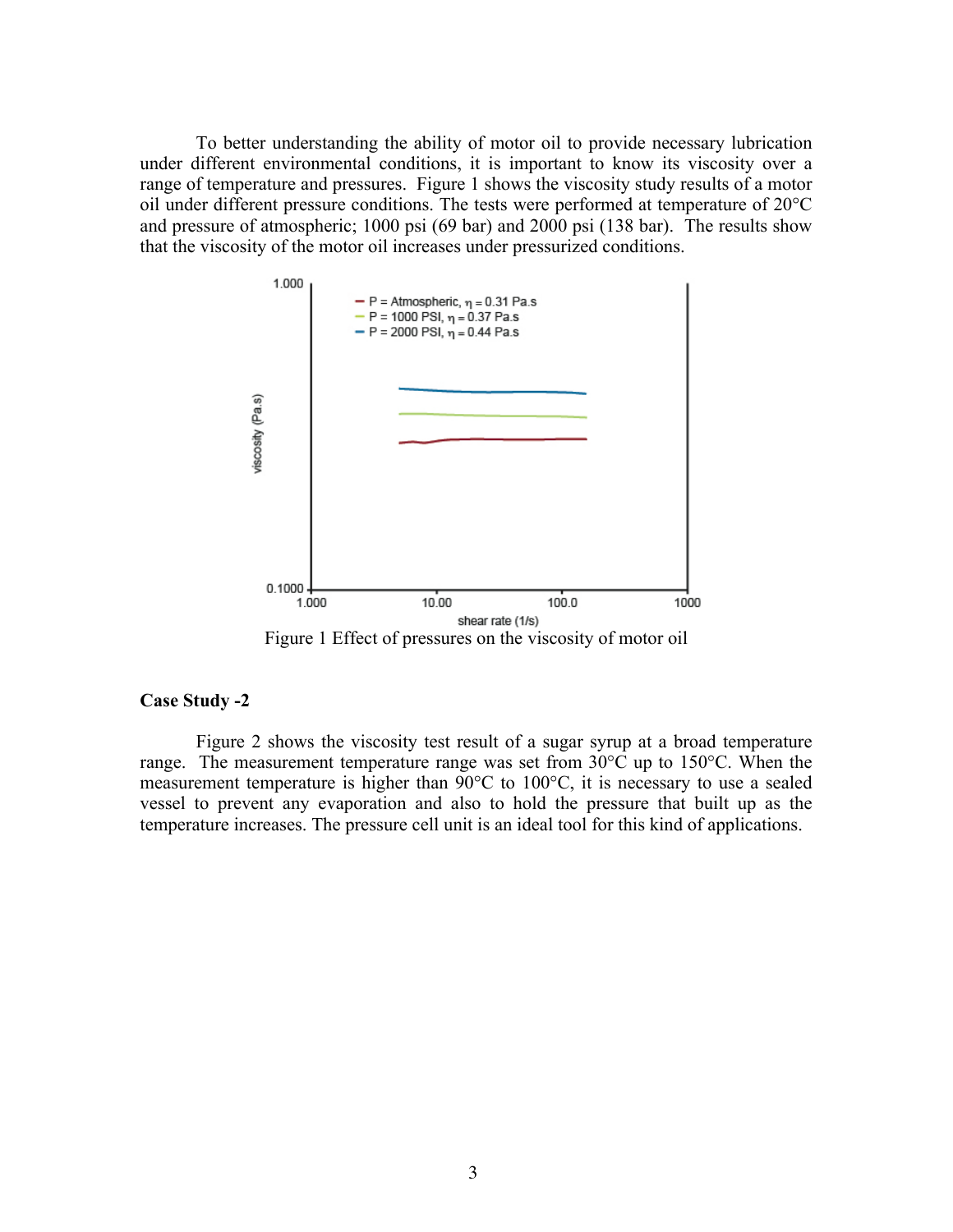To better understanding the ability of motor oil to provide necessary lubrication under different environmental conditions, it is important to know its viscosity over a range of temperature and pressures. Figure 1 shows the viscosity study results of a motor oil under different pressure conditions. The tests were performed at temperature of 20°C and pressure of atmospheric; 1000 psi (69 bar) and 2000 psi (138 bar). The results show that the viscosity of the motor oil increases under pressurized conditions.

Figure 1 Effect of pressures on the viscosity of motor oil

### Case Study -2

Figure 2 shows the viscosity test result of a sugar syrup at a broad temperature range. The measurement temperature range was set from 30°C up to 150°C. When the measurement temperature is higher than 90°C to 100°C, it is necessary to use a sealed vessel to prevent any evaporation and also to hold the pressure that built up as the temperature increases. The pressure cell unit is an ideal tool for this kind of applications.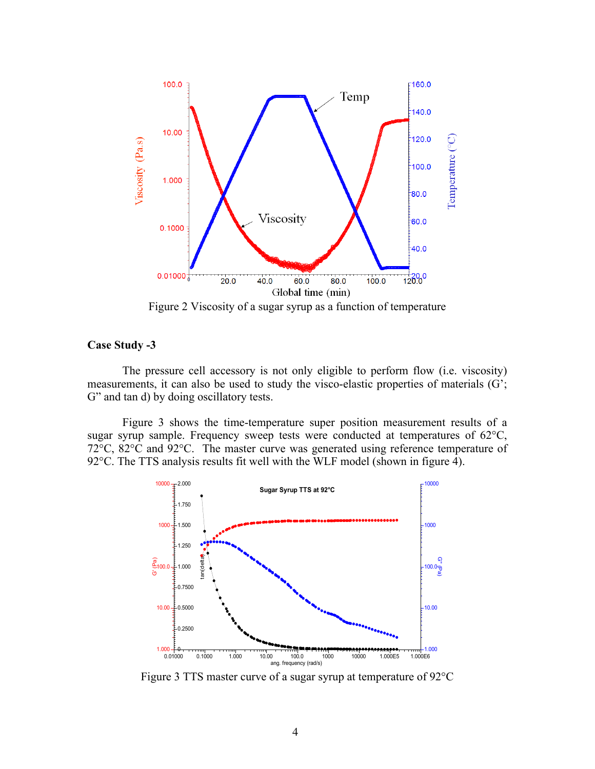Figure 2 Viscosity of a sugar syrup as a function of temperature

**Case Study -3**

The pressure cell accessory is not only eligible to perform flow (i.e. viscosity) measurements, it can also be used to study the visco-elastic properties of materials (G'; G" and tan d) by doing oscillatory tests.

Figure 3 shows the time-temperature super position measurement results of a sugar syrup sample. Frequency sweep tests were conducted at temperatures of 62°C, 72°C, 82°C and 92°C. The master curve was generated using reference temperature of 92°C. The TTS analysis results fit well with the WLF model (shown in figure 4).

Figure 3 TTS master curve of a sugar syrup at temperature of 92°C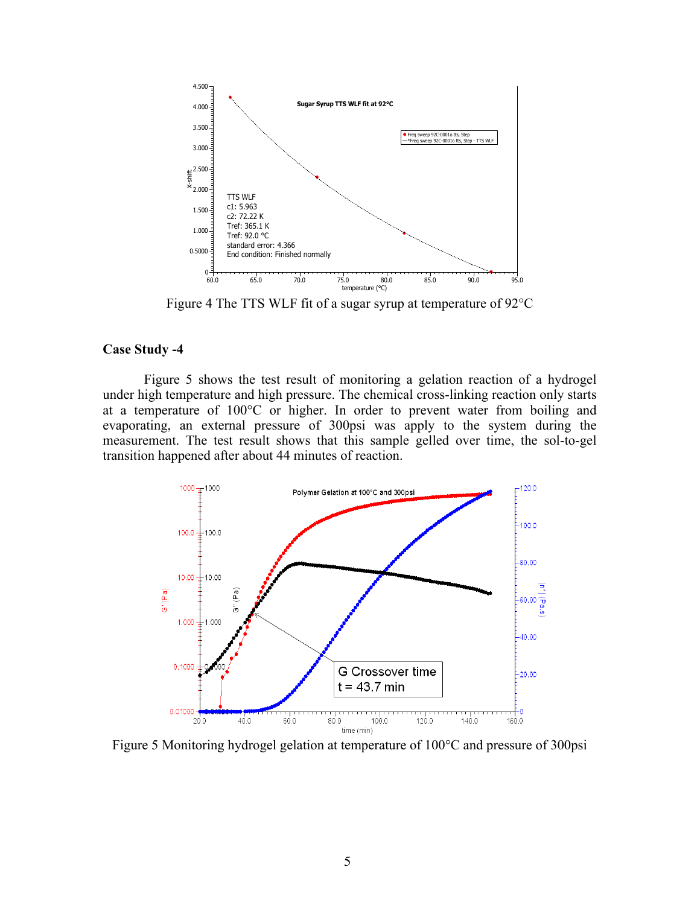Sugar Syrup TTS WLF fit at 92°C

Freq sweep 92C-0001o tts, Step
*Freq sweep 92C-0001o tts, Step - TTS WLF

TTS WLF
c1: 5.963
c2: 72.22 K
Tref: 365.1 K
Tref: 92.0 °C
standard error: 4.366
End condition: Finished normally

X-shift
4.500
4.000
3.500
3.000
2.500
2.000
1.500
1.000
0.5000
0

temperature (°C)
60.0
65.0
70.0
75.0
80.0
85.0
90.0
95.0

Figure 4 The TTS WLF fit of a sugar syrup at temperature of 92°C

**Case Study -4**

Figure 5 shows the test result of monitoring a gelation reaction of a hydrogel under high temperature and high pressure. The chemical cross-linking reaction only starts at a temperature of 100°C or higher. In order to prevent water from boiling and evaporating, an external pressure of 300psi was apply to the system during the measurement. The test result shows that this sample gelled over time, the sol-to-gel transition happened after about 44 minutes of reaction.

Polymer Gelation at 100°C and 300psi

G Crossover time
t = 43.7 min

G' (Pa)
1000
100.0
10.00
1.000
0.1000
0.01000

G'' (Pa)
1000
100.0
10.00
1.000
0.1000

|n*| (Pa.s)
120.0
100.0
80.00
60.00
40.00
20.00
0

time (min)
20.0
40.0
60.0
80.0
100.0
120.0
140.0
160.0

Figure 5 Monitoring hydrogel gelation at temperature of 100°C and pressure of 300psi